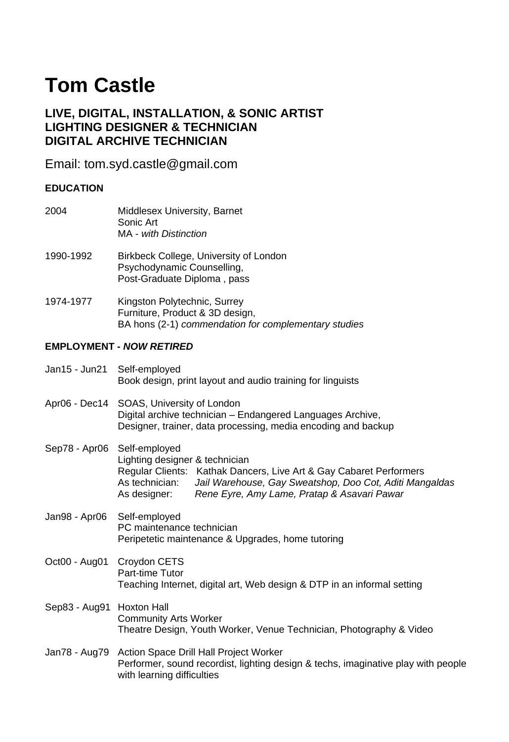# Tom Castle

### LIVE, DIGITAL, INSTALLATION, & SONIC ARTIST
### LIGHTING DESIGNER & TECHNICIAN
### DIGITAL ARCHIVE TECHNICIAN

Email: tom.syd.castle@gmail.com

**EDUCATION**

2004 — Middlesex University, Barnet
Sonic Art
MA - *with Distinction*

1990-1992 — Birkbeck College, University of London
Psychodynamic Counselling,
Post-Graduate Diploma , pass

1974-1977 — Kingston Polytechnic, Surrey
Furniture, Product & 3D design,
BA hons (2-1) *commendation for complementary studies*

**EMPLOYMENT - *NOW RETIRED***

Jan15 - Jun21 — Self-employed
Book design, print layout and audio training for linguists

Apr06 - Dec14 — SOAS, University of London
Digital archive technician – Endangered Languages Archive,
Designer, trainer, data processing, media encoding and backup

Sep78 - Apr06 — Self-employed
Lighting designer & technician
Regular Clients: Kathak Dancers, Live Art & Gay Cabaret Performers
As technician: *Jail Warehouse, Gay Sweatshop, Doo Cot, Aditi Mangaldas*
As designer: *Rene Eyre, Amy Lame, Pratap & Asavari Pawar*

Jan98 - Apr06 — Self-employed
PC maintenance technician
Peripetetic maintenance & Upgrades, home tutoring

Oct00 - Aug01 — Croydon CETS
Part-time Tutor
Teaching Internet, digital art, Web design & DTP in an informal setting

Sep83 - Aug91 — Hoxton Hall
Community Arts Worker
Theatre Design, Youth Worker, Venue Technician, Photography & Video

Jan78 - Aug79 — Action Space Drill Hall Project Worker
Performer, sound recordist, lighting design & techs, imaginative play with people with learning difficulties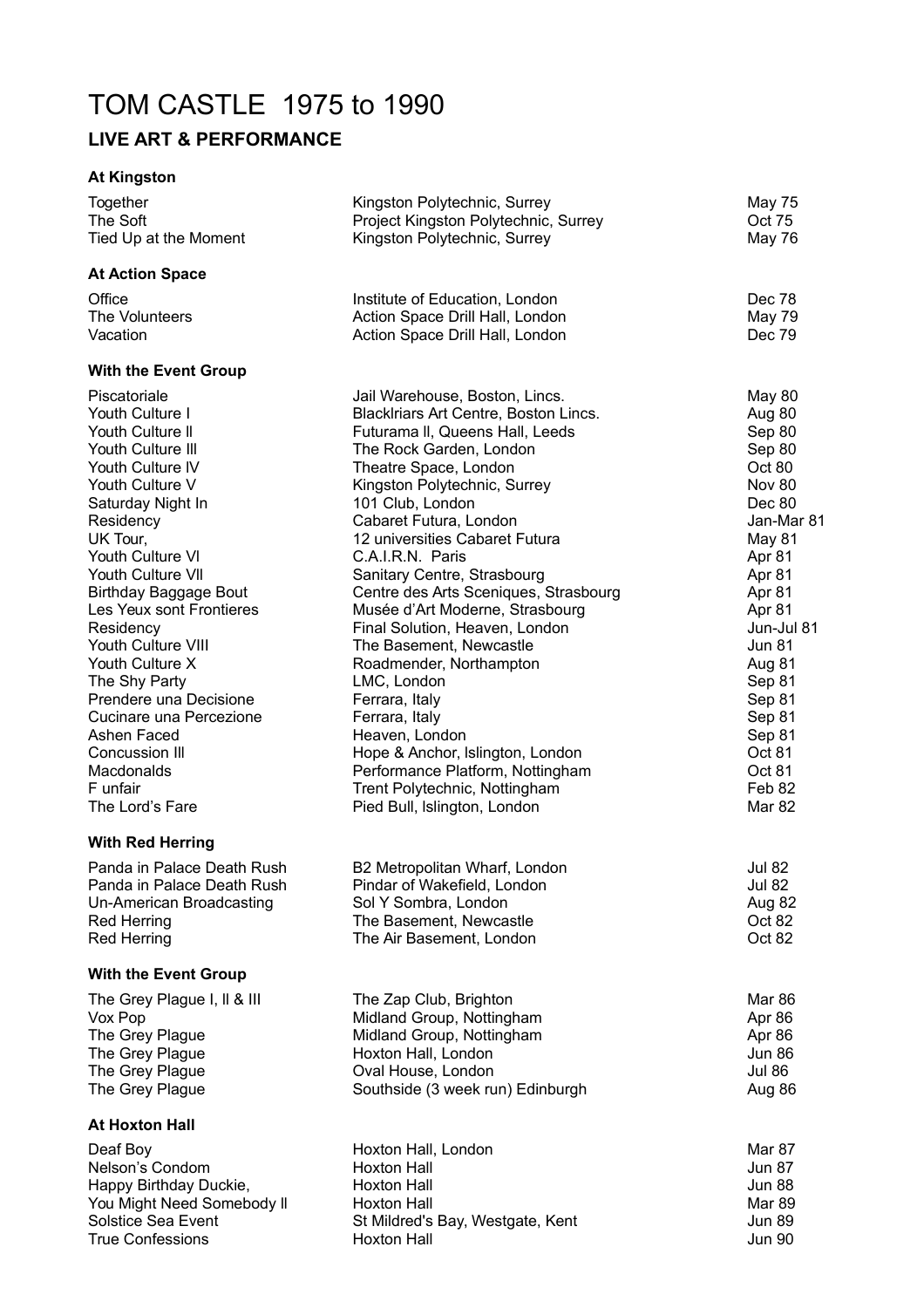# TOM CASTLE 1975 to 1990

## LIVE ART & PERFORMANCE

### At Kingston

| | | |
|---|---|---|
| Together | Kingston Polytechnic, Surrey | May 75 |
| The Soft | Project Kingston Polytechnic, Surrey | Oct 75 |
| Tied Up at the Moment | Kingston Polytechnic, Surrey | May 76 |

### At Action Space

| | | |
|---|---|---|
| Office | Institute of Education, London | Dec 78 |
| The Volunteers | Action Space Drill Hall, London | May 79 |
| Vacation | Action Space Drill Hall, London | Dec 79 |

### With the Event Group

| | | |
|---|---|---|
| Piscatoriale | Jail Warehouse, Boston, Lincs. | May 80 |
| Youth Culture I | Blacklriars Art Centre, Boston Lincs. | Aug 80 |
| Youth Culture II | Futurama II, Queens Hall, Leeds | Sep 80 |
| Youth Culture III | The Rock Garden, London | Sep 80 |
| Youth Culture IV | Theatre Space, London | Oct 80 |
| Youth Culture V | Kingston Polytechnic, Surrey | Nov 80 |
| Saturday Night In | 101 Club, London | Dec 80 |
| Residency | Cabaret Futura, London | Jan-Mar 81 |
| UK Tour, | 12 universities Cabaret Futura | May 81 |
| Youth Culture VI | C.A.I.R.N. Paris | Apr 81 |
| Youth Culture VII | Sanitary Centre, Strasbourg | Apr 81 |
| Birthday Baggage Bout | Centre des Arts Sceniques, Strasbourg | Apr 81 |
| Les Yeux sont Frontieres | Musée d'Art Moderne, Strasbourg | Apr 81 |
| Residency | Final Solution, Heaven, London | Jun-Jul 81 |
| Youth Culture VIII | The Basement, Newcastle | Jun 81 |
| Youth Culture X | Roadmender, Northampton | Aug 81 |
| The Shy Party | LMC, London | Sep 81 |
| Prendere una Decisione | Ferrara, Italy | Sep 81 |
| Cucinare una Percezione | Ferrara, Italy | Sep 81 |
| Ashen Faced | Heaven, London | Sep 81 |
| Concussion III | Hope & Anchor, Islington, London | Oct 81 |
| Macdonalds | Performance Platform, Nottingham | Oct 81 |
| F unfair | Trent Polytechnic, Nottingham | Feb 82 |
| The Lord's Fare | Pied Bull, Islington, London | Mar 82 |

### With Red Herring

| | | |
|---|---|---|
| Panda in Palace Death Rush | B2 Metropolitan Wharf, London | Jul 82 |
| Panda in Palace Death Rush | Pindar of Wakefield, London | Jul 82 |
| Un-American Broadcasting | Sol Y Sombra, London | Aug 82 |
| Red Herring | The Basement, Newcastle | Oct 82 |
| Red Herring | The Air Basement, London | Oct 82 |

### With the Event Group

| | | |
|---|---|---|
| The Grey Plague I, II & III | The Zap Club, Brighton | Mar 86 |
| Vox Pop | Midland Group, Nottingham | Apr 86 |
| The Grey Plague | Midland Group, Nottingham | Apr 86 |
| The Grey Plague | Hoxton Hall, London | Jun 86 |
| The Grey Plague | Oval House, London | Jul 86 |
| The Grey Plague | Southside (3 week run) Edinburgh | Aug 86 |

### At Hoxton Hall

| | | |
|---|---|---|
| Deaf Boy | Hoxton Hall, London | Mar 87 |
| Nelson's Condom | Hoxton Hall | Jun 87 |
| Happy Birthday Duckie, | Hoxton Hall | Jun 88 |
| You Might Need Somebody II | Hoxton Hall | Mar 89 |
| Solstice Sea Event | St Mildred's Bay, Westgate, Kent | Jun 89 |
| True Confessions | Hoxton Hall | Jun 90 |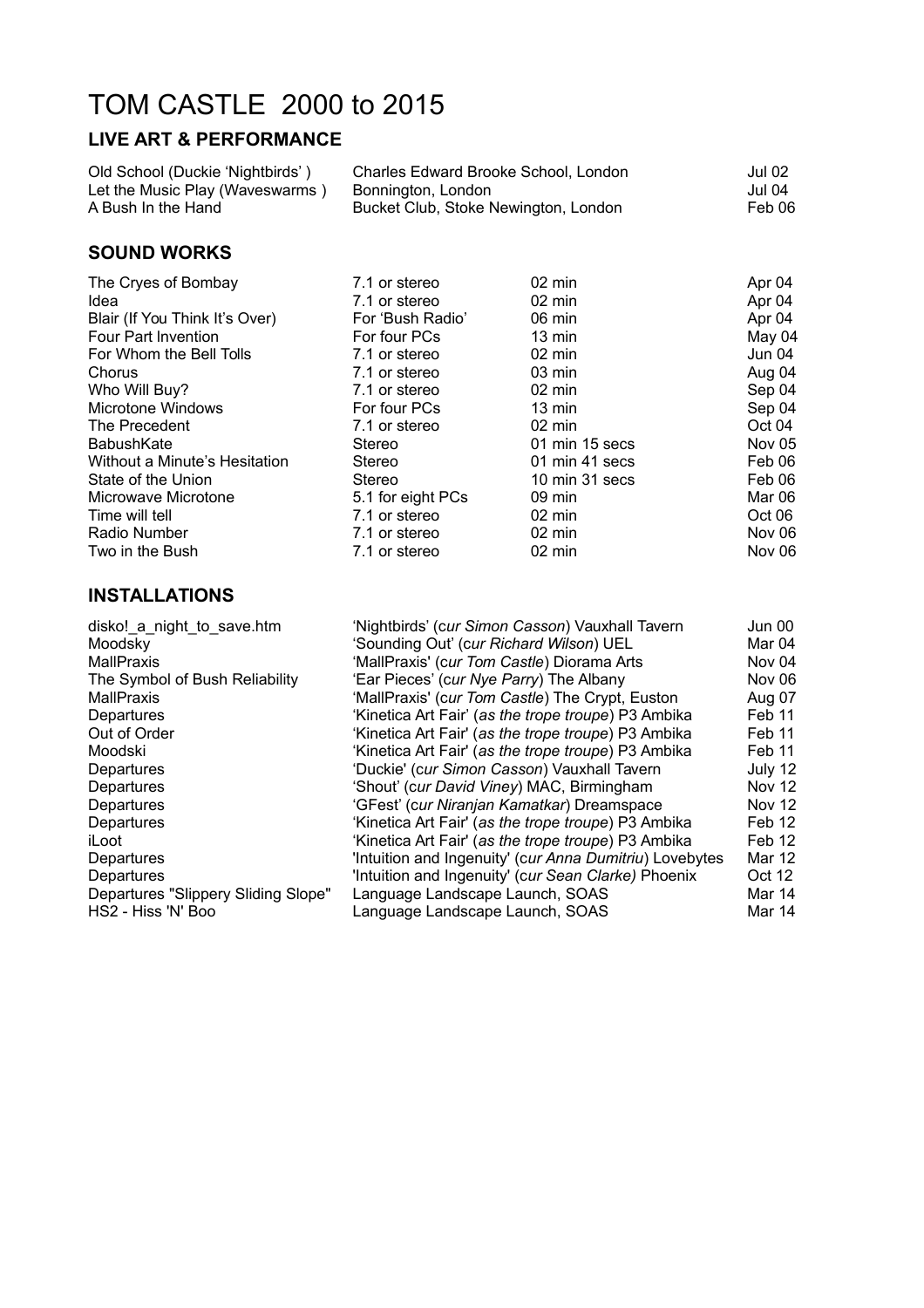# TOM CASTLE  2000 to 2015

## LIVE ART & PERFORMANCE

| | | |
|---|---|---|
| Old School (Duckie 'Nightbirds' ) | Charles Edward Brooke School, London | Jul 02 |
| Let the Music Play (Waveswarms ) | Bonnington, London | Jul 04 |
| A Bush In the Hand | Bucket Club, Stoke Newington, London | Feb 06 |

## SOUND WORKS

| | | | |
|---|---|---|---|
| The Cryes of Bombay | 7.1 or stereo | 02 min | Apr 04 |
| Idea | 7.1 or stereo | 02 min | Apr 04 |
| Blair (If You Think It's Over) | For 'Bush Radio' | 06 min | Apr 04 |
| Four Part Invention | For four PCs | 13 min | May 04 |
| For Whom the Bell Tolls | 7.1 or stereo | 02 min | Jun 04 |
| Chorus | 7.1 or stereo | 03 min | Aug 04 |
| Who Will Buy? | 7.1 or stereo | 02 min | Sep 04 |
| Microtone Windows | For four PCs | 13 min | Sep 04 |
| The Precedent | 7.1 or stereo | 02 min | Oct 04 |
| BabushKate | Stereo | 01 min 15 secs | Nov 05 |
| Without a Minute's Hesitation | Stereo | 01 min 41 secs | Feb 06 |
| State of the Union | Stereo | 10 min 31 secs | Feb 06 |
| Microwave Microtone | 5.1 for eight PCs | 09 min | Mar 06 |
| Time will tell | 7.1 or stereo | 02 min | Oct 06 |
| Radio Number | 7.1 or stereo | 02 min | Nov 06 |
| Two in the Bush | 7.1 or stereo | 02 min | Nov 06 |

## INSTALLATIONS

| | | |
|---|---|---|
| disko!_a_night_to_save.htm | 'Nightbirds' (*cur Simon Casson*) Vauxhall Tavern | Jun 00 |
| Moodsky | 'Sounding Out' (*cur Richard Wilson*) UEL | Mar 04 |
| MallPraxis | 'MallPraxis' (*cur Tom Castle*) Diorama Arts | Nov 04 |
| The Symbol of Bush Reliability | 'Ear Pieces' (*cur Nye Parry*) The Albany | Nov 06 |
| MallPraxis | 'MallPraxis' (*cur Tom Castle*) The Crypt, Euston | Aug 07 |
| Departures | 'Kinetica Art Fair' (*as the trope troupe*) P3 Ambika | Feb 11 |
| Out of Order | 'Kinetica Art Fair' (*as the trope troupe*) P3 Ambika | Feb 11 |
| Moodski | 'Kinetica Art Fair' (*as the trope troupe*) P3 Ambika | Feb 11 |
| Departures | 'Duckie' (*cur Simon Casson*) Vauxhall Tavern | July 12 |
| Departures | 'Shout' (*cur David Viney*) MAC, Birmingham | Nov 12 |
| Departures | 'GFest' (*cur Niranjan Kamatkar*) Dreamspace | Nov 12 |
| Departures | 'Kinetica Art Fair' (*as the trope troupe*) P3 Ambika | Feb 12 |
| iLoot | 'Kinetica Art Fair' (*as the trope troupe*) P3 Ambika | Feb 12 |
| Departures | 'Intuition and Ingenuity' (*cur Anna Dumitriu*) Lovebytes | Mar 12 |
| Departures | 'Intuition and Ingenuity' (*cur Sean Clarke)* Phoenix | Oct 12 |
| Departures "Slippery Sliding Slope" | Language Landscape Launch, SOAS | Mar 14 |
| HS2 - Hiss 'N' Boo | Language Landscape Launch, SOAS | Mar 14 |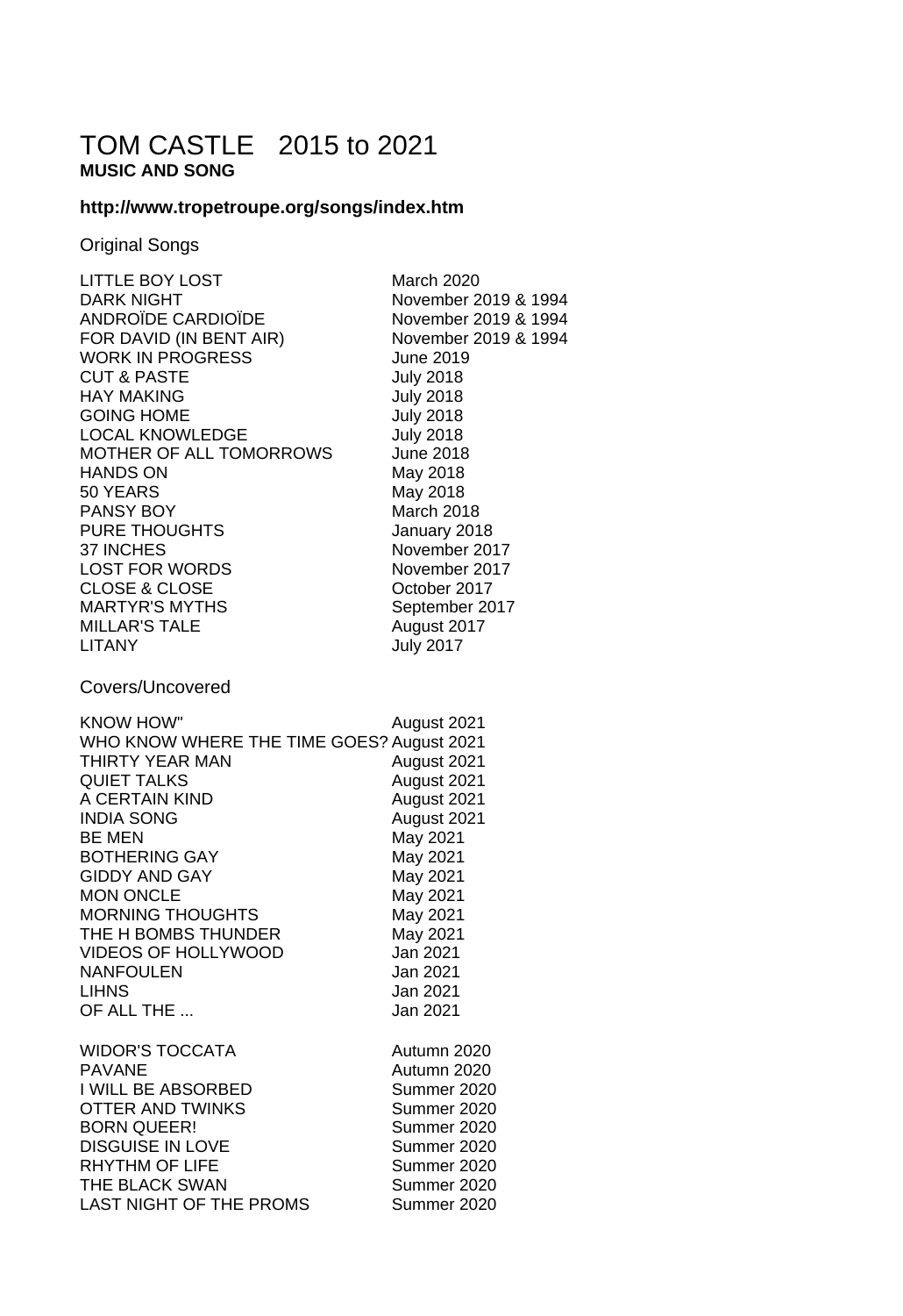# TOM CASTLE 2015 to 2021

**MUSIC AND SONG**

**http://www.tropetroupe.org/songs/index.htm**

Original Songs

| | |
|---|---|
| LITTLE BOY LOST | March 2020 |
| DARK NIGHT | November 2019 & 1994 |
| ANDROÏDE CARDIOÏDE | November 2019 & 1994 |
| FOR DAVID (IN BENT AIR) | November 2019 & 1994 |
| WORK IN PROGRESS | June 2019 |
| CUT & PASTE | July 2018 |
| HAY MAKING | July 2018 |
| GOING HOME | July 2018 |
| LOCAL KNOWLEDGE | July 2018 |
| MOTHER OF ALL TOMORROWS | June 2018 |
| HANDS ON | May 2018 |
| 50 YEARS | May 2018 |
| PANSY BOY | March 2018 |
| PURE THOUGHTS | January 2018 |
| 37 INCHES | November 2017 |
| LOST FOR WORDS | November 2017 |
| CLOSE & CLOSE | October 2017 |
| MARTYR'S MYTHS | September 2017 |
| MILLAR'S TALE | August 2017 |
| LITANY | July 2017 |

Covers/Uncovered

| | |
|---|---|
| KNOW HOW" | August 2021 |
| WHO KNOW WHERE THE TIME GOES? | August 2021 |
| THIRTY YEAR MAN | August 2021 |
| QUIET TALKS | August 2021 |
| A CERTAIN KIND | August 2021 |
| INDIA SONG | August 2021 |
| BE MEN | May 2021 |
| BOTHERING GAY | May 2021 |
| GIDDY AND GAY | May 2021 |
| MON ONCLE | May 2021 |
| MORNING THOUGHTS | May 2021 |
| THE H BOMBS THUNDER | May 2021 |
| VIDEOS OF HOLLYWOOD | Jan 2021 |
| NANFOULEN | Jan 2021 |
| LIHNS | Jan 2021 |
| OF ALL THE ... | Jan 2021 |

| | |
|---|---|
| WIDOR'S TOCCATA | Autumn 2020 |
| PAVANE | Autumn 2020 |
| I WILL BE ABSORBED | Summer 2020 |
| OTTER AND TWINKS | Summer 2020 |
| BORN QUEER! | Summer 2020 |
| DISGUISE IN LOVE | Summer 2020 |
| RHYTHM OF LIFE | Summer 2020 |
| THE BLACK SWAN | Summer 2020 |
| LAST NIGHT OF THE PROMS | Summer 2020 |